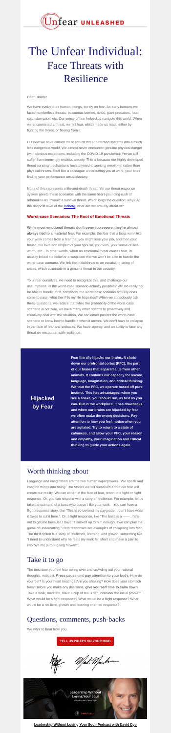Unfear UNLEASHED

# The Unfear Individual: Face Threats with Resilience

Dear Reader

We have evolved, as human beings, to rely on fear. As early humans we faced numberless threats: poisonous berries, rivals, giant predators, heat, cold, starvation, etc. Our sense of fear helped us navigate this world. When we encountered a threat, we felt fear, which made us react, either by fighting the threat, or fleeing from it.

But now we have carried these robust threat detection systems into a much less dangerous world. We almost never encounter genuine physical danger (with obvious exceptions, including the COVID-19 pandemic). Yet we still suffer from seemingly endless anxiety. This is because our highly developed threat sensing mechanisms have pivoted to sensing *emotional* rather than physical threats. Stuff like a colleague undercutting you at work, your boss finding your performance unsatisfactory.

None of this represents a life-and-death threat. Yet our threat response system greets these scenarios with the same heart-pounding rush of adrenaline as it would a survival threat. Which begs the question: why? At the deepest level of the Iceberg, what are we actually afraid of?

### Worst-case Scenarios: The Root of Emotional Threats

**While most emotional threats don't seem too severe, they're almost always tied to a material fear.** For example, the fear that a boss won't like your work comes from a fear that you might lose your job, and then your house, the love and respect of your spouse, your kids, your sense of self-worth, etc... In other words, when an emotional threat causes fear, its usually linked it a belief or a suspicion that we won't be able to handle the worst-case scenario. We link the initial threat to an escalating string of crises, which culminate in a genuine threat to our security.

To unfear ourselves, we need to recognize this, and challenge our assumptions. Is the worst-case scenario actually possible? Will we really not be able to handle it? If, somehow, the worst-case scenario actually does come to pass, what then? Is my life hopeless? When we consciously ask these questions, we realize that while the probability of the worst-case scenario is not zero, we have many other options to proactively and creatively deal with the situation. We can either prevent the worst-case scenario or know how to handle it when it arrives. We don't have to collapse in the face of fear and setbacks. We have agency, and an ability to face any threat we encounter with resilience.

## Hijacked by Fear

**Fear literally hijacks our brains. It shuts down our prefrontal cortex (PFC), the part of our brains that separates us from other animals. It contains our capacity for reason, language, imagination, and critical thinking. Without the PFC, we operate based off pure instinct. This has advantages: when you see a snake, you should run, as fast as you can. But in the workplace, it has drawbacks, and when our brains are hijacked by fear we often make the wrong decisions. Pay attention to how you feel, notice when you are agitated. Try to return to a state of calmness, and allow your PFC, your reason and empathy, your imagination and critical thinking to guide your actions again.**

## Worth thinking about

Language and imagination are the two human superpowers. We speak and imagine things into being. The stories we tell ourselves about our fear will create our reality. We can either, in the face of fear, resort to a fight or flight response. Or, you can respond with a story of resilience. For example, let us take the scenario of a boss who doesn't like your work. You can have a flight response story, like "This is so beyond my paygrade, I don't have what it takes to cut it here.", Or, a fight response, like "The boss is a ------ , he's out to get me because I haven't sucked up to him enough. Two can play the game of undercutting." Both responses are examples of collapsing into fear. The third option is a story of resilience, learning, and growth, something like, "I need to understand why he feels my work fell short and make a plan to improve my output going forward".

## Take it to go

The next time you feel fear taking over and crowding out your rational thoughts, notice it. **Press pause**, and **pay attention to your body**. How do you feel? Is your heart beating? Are you shaking? How does your stomach feel? Before you make any decisions, **give yourself time to calm down**. Take a walk, meditate, have a cup of tea. Then, consider the initial problem. What would be a fight response? What would be a flight response? What would be a resilient, growth and learning oriented response?

## Questions, comments, push-backs

We want to hear from you.

TELL US WHAT'S ON YOUR MIND

Leadership Without Losing Your Soul: Podcast with David Dye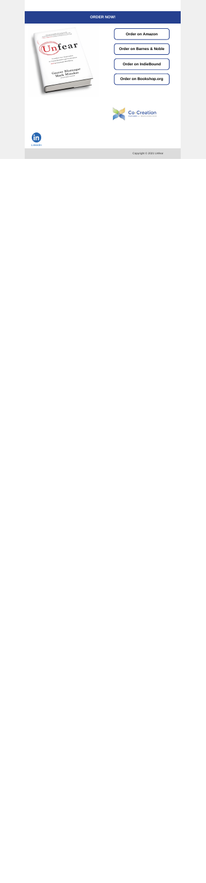**ORDER NOW!**

Order on Amazon

Order on Barnes & Noble

Order on IndieBound

Order on Bookshop.org

LinkedIn

Copyright © 2021 UnFear